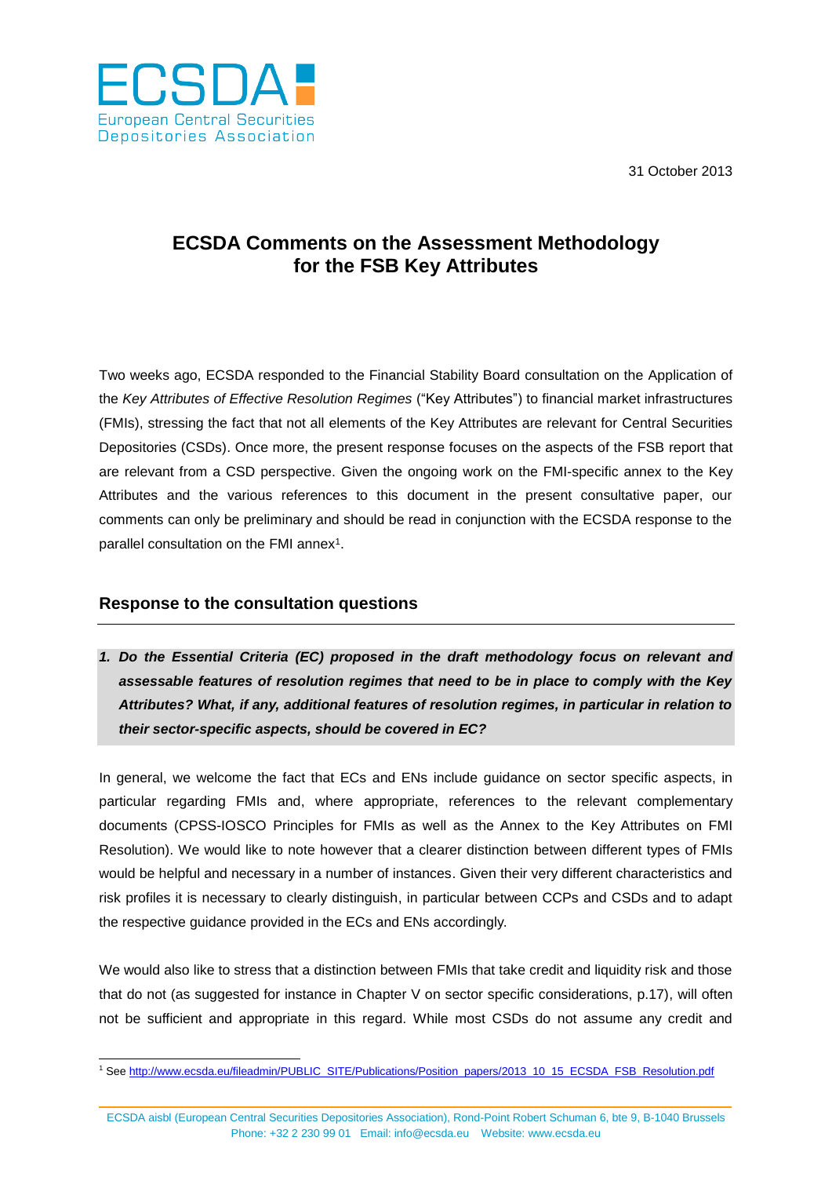ECSDA
European Central Securities Depositories Association

31 October 2013

# ECSDA Comments on the Assessment Methodology for the FSB Key Attributes

Two weeks ago, ECSDA responded to the Financial Stability Board consultation on the Application of the *Key Attributes of Effective Resolution Regimes* ("Key Attributes") to financial market infrastructures (FMIs), stressing the fact that not all elements of the Key Attributes are relevant for Central Securities Depositories (CSDs). Once more, the present response focuses on the aspects of the FSB report that are relevant from a CSD perspective. Given the ongoing work on the FMI-specific annex to the Key Attributes and the various references to this document in the present consultative paper, our comments can only be preliminary and should be read in conjunction with the ECSDA response to the parallel consultation on the FMI annex[1].

## Response to the consultation questions

***1. Do the Essential Criteria (EC) proposed in the draft methodology focus on relevant and assessable features of resolution regimes that need to be in place to comply with the Key Attributes? What, if any, additional features of resolution regimes, in particular in relation to their sector-specific aspects, should be covered in EC?***

In general, we welcome the fact that ECs and ENs include guidance on sector specific aspects, in particular regarding FMIs and, where appropriate, references to the relevant complementary documents (CPSS-IOSCO Principles for FMIs as well as the Annex to the Key Attributes on FMI Resolution). We would like to note however that a clearer distinction between different types of FMIs would be helpful and necessary in a number of instances. Given their very different characteristics and risk profiles it is necessary to clearly distinguish, in particular between CCPs and CSDs and to adapt the respective guidance provided in the ECs and ENs accordingly.

We would also like to stress that a distinction between FMIs that take credit and liquidity risk and those that do not (as suggested for instance in Chapter V on sector specific considerations, p.17), will often not be sufficient and appropriate in this regard. While most CSDs do not assume any credit and

[1] See http://www.ecsda.eu/fileadmin/PUBLIC_SITE/Publications/Position_papers/2013_10_15_ECSDA_FSB_Resolution.pdf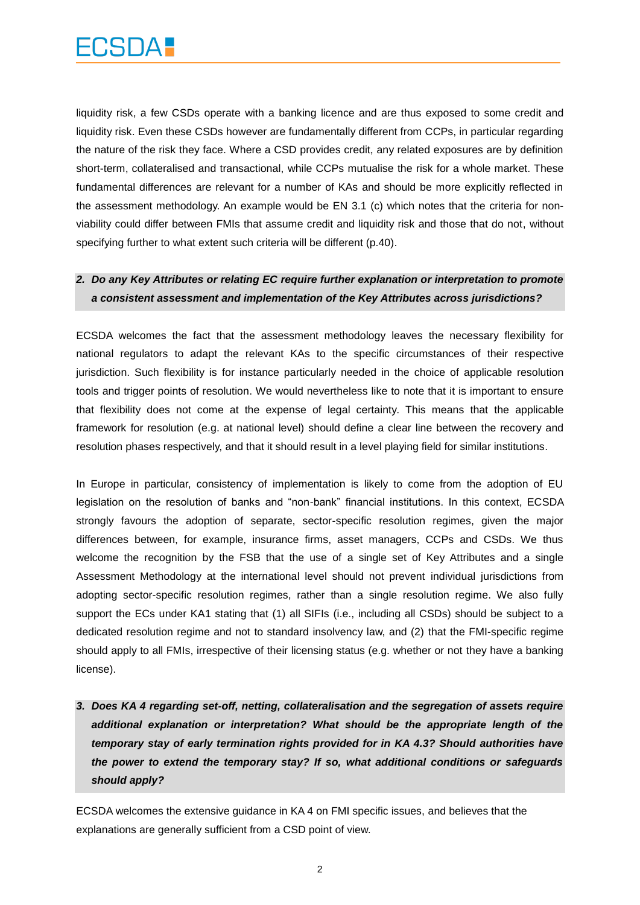liquidity risk, a few CSDs operate with a banking licence and are thus exposed to some credit and liquidity risk. Even these CSDs however are fundamentally different from CCPs, in particular regarding the nature of the risk they face. Where a CSD provides credit, any related exposures are by definition short-term, collateralised and transactional, while CCPs mutualise the risk for a whole market. These fundamental differences are relevant for a number of KAs and should be more explicitly reflected in the assessment methodology. An example would be EN 3.1 (c) which notes that the criteria for non-viability could differ between FMIs that assume credit and liquidity risk and those that do not, without specifying further to what extent such criteria will be different (p.40).

**2. *Do any Key Attributes or relating EC require further explanation or interpretation to promote a consistent assessment and implementation of the Key Attributes across jurisdictions?***

ECSDA welcomes the fact that the assessment methodology leaves the necessary flexibility for national regulators to adapt the relevant KAs to the specific circumstances of their respective jurisdiction. Such flexibility is for instance particularly needed in the choice of applicable resolution tools and trigger points of resolution. We would nevertheless like to note that it is important to ensure that flexibility does not come at the expense of legal certainty. This means that the applicable framework for resolution (e.g. at national level) should define a clear line between the recovery and resolution phases respectively, and that it should result in a level playing field for similar institutions.

In Europe in particular, consistency of implementation is likely to come from the adoption of EU legislation on the resolution of banks and "non-bank" financial institutions. In this context, ECSDA strongly favours the adoption of separate, sector-specific resolution regimes, given the major differences between, for example, insurance firms, asset managers, CCPs and CSDs. We thus welcome the recognition by the FSB that the use of a single set of Key Attributes and a single Assessment Methodology at the international level should not prevent individual jurisdictions from adopting sector-specific resolution regimes, rather than a single resolution regime. We also fully support the ECs under KA1 stating that (1) all SIFIs (i.e., including all CSDs) should be subject to a dedicated resolution regime and not to standard insolvency law, and (2) that the FMI-specific regime should apply to all FMIs, irrespective of their licensing status (e.g. whether or not they have a banking license).

**3. *Does KA 4 regarding set-off, netting, collateralisation and the segregation of assets require additional explanation or interpretation? What should be the appropriate length of the temporary stay of early termination rights provided for in KA 4.3? Should authorities have the power to extend the temporary stay? If so, what additional conditions or safeguards should apply?***

ECSDA welcomes the extensive guidance in KA 4 on FMI specific issues, and believes that the explanations are generally sufficient from a CSD point of view.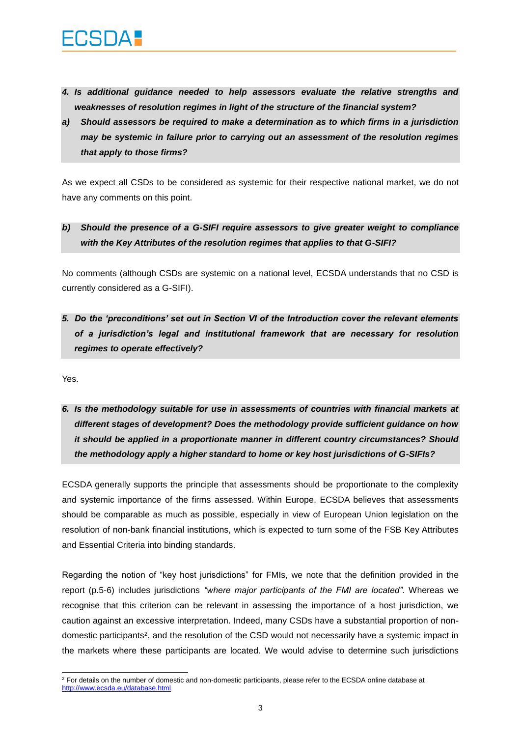***4. Is additional guidance needed to help assessors evaluate the relative strengths and weaknesses of resolution regimes in light of the structure of the financial system?***

***a) Should assessors be required to make a determination as to which firms in a jurisdiction may be systemic in failure prior to carrying out an assessment of the resolution regimes that apply to those firms?***

As we expect all CSDs to be considered as systemic for their respective national market, we do not have any comments on this point.

***b) Should the presence of a G-SIFI require assessors to give greater weight to compliance with the Key Attributes of the resolution regimes that applies to that G-SIFI?***

No comments (although CSDs are systemic on a national level, ECSDA understands that no CSD is currently considered as a G-SIFI).

***5. Do the 'preconditions' set out in Section VI of the Introduction cover the relevant elements of a jurisdiction's legal and institutional framework that are necessary for resolution regimes to operate effectively?***

Yes.

***6. Is the methodology suitable for use in assessments of countries with financial markets at different stages of development? Does the methodology provide sufficient guidance on how it should be applied in a proportionate manner in different country circumstances? Should the methodology apply a higher standard to home or key host jurisdictions of G-SIFIs?***

ECSDA generally supports the principle that assessments should be proportionate to the complexity and systemic importance of the firms assessed. Within Europe, ECSDA believes that assessments should be comparable as much as possible, especially in view of European Union legislation on the resolution of non-bank financial institutions, which is expected to turn some of the FSB Key Attributes and Essential Criteria into binding standards.

Regarding the notion of "key host jurisdictions" for FMIs, we note that the definition provided in the report (p.5-6) includes jurisdictions *"where major participants of the FMI are located"*. Whereas we recognise that this criterion can be relevant in assessing the importance of a host jurisdiction, we caution against an excessive interpretation. Indeed, many CSDs have a substantial proportion of non-domestic participants[2], and the resolution of the CSD would not necessarily have a systemic impact in the markets where these participants are located. We would advise to determine such jurisdictions

[2] For details on the number of domestic and non-domestic participants, please refer to the ECSDA online database at http://www.ecsda.eu/database.html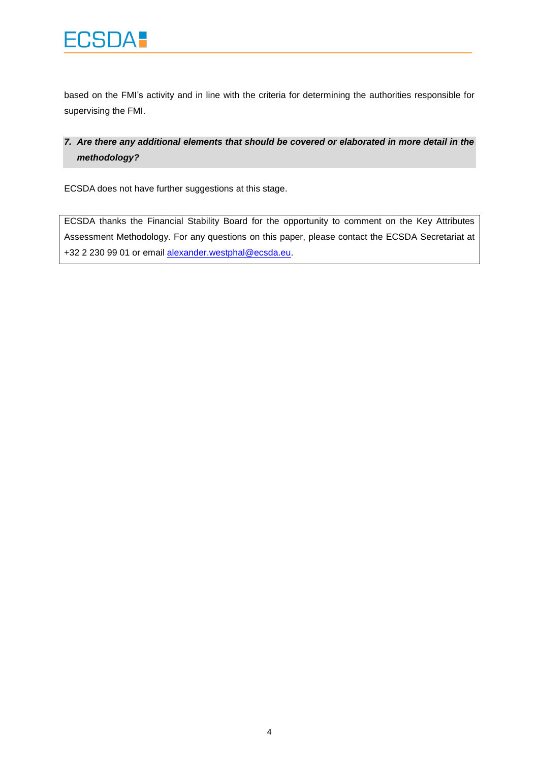based on the FMI's activity and in line with the criteria for determining the authorities responsible for supervising the FMI.

***7. Are there any additional elements that should be covered or elaborated in more detail in the methodology?***

ECSDA does not have further suggestions at this stage.

ECSDA thanks the Financial Stability Board for the opportunity to comment on the Key Attributes Assessment Methodology. For any questions on this paper, please contact the ECSDA Secretariat at +32 2 230 99 01 or email alexander.westphal@ecsda.eu.